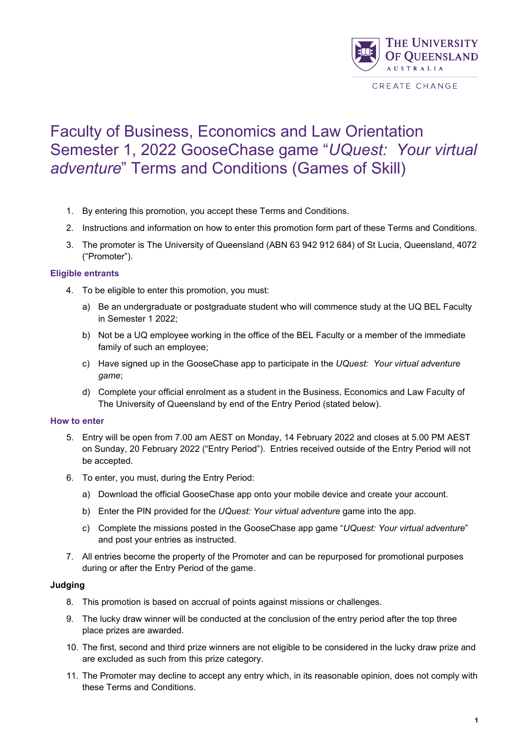# Faculty of Business, Economics and Law Orientation Semester 1, 2022 GooseChase game "*UQuest: Your virtual adventure*" Terms and Conditions (Games of Skill)

1. By entering this promotion, you accept these Terms and Conditions.
2. Instructions and information on how to enter this promotion form part of these Terms and Conditions.
3. The promoter is The University of Queensland (ABN 63 942 912 684) of St Lucia, Queensland, 4072 ("Promoter").

### Eligible entrants

4. To be eligible to enter this promotion, you must:
   a) Be an undergraduate or postgraduate student who will commence study at the UQ BEL Faculty in Semester 1 2022;
   b) Not be a UQ employee working in the office of the BEL Faculty or a member of the immediate family of such an employee;
   c) Have signed up in the GooseChase app to participate in the *UQuest: Your virtual adventure game*;
   d) Complete your official enrolment as a student in the Business, Economics and Law Faculty of The University of Queensland by end of the Entry Period (stated below).

### How to enter

5. Entry will be open from 7.00 am AEST on Monday, 14 February 2022 and closes at 5.00 PM AEST on Sunday, 20 February 2022 ("Entry Period"). Entries received outside of the Entry Period will not be accepted.
6. To enter, you must, during the Entry Period:
   a) Download the official GooseChase app onto your mobile device and create your account.
   b) Enter the PIN provided for the *UQuest: Your virtual adventure* game into the app.
   c) Complete the missions posted in the GooseChase app game "*UQuest: Your virtual adventure*" and post your entries as instructed.
7. All entries become the property of the Promoter and can be repurposed for promotional purposes during or after the Entry Period of the game.

### Judging

8. This promotion is based on accrual of points against missions or challenges.
9. The lucky draw winner will be conducted at the conclusion of the entry period after the top three place prizes are awarded.
10. The first, second and third prize winners are not eligible to be considered in the lucky draw prize and are excluded as such from this prize category.
11. The Promoter may decline to accept any entry which, in its reasonable opinion, does not comply with these Terms and Conditions.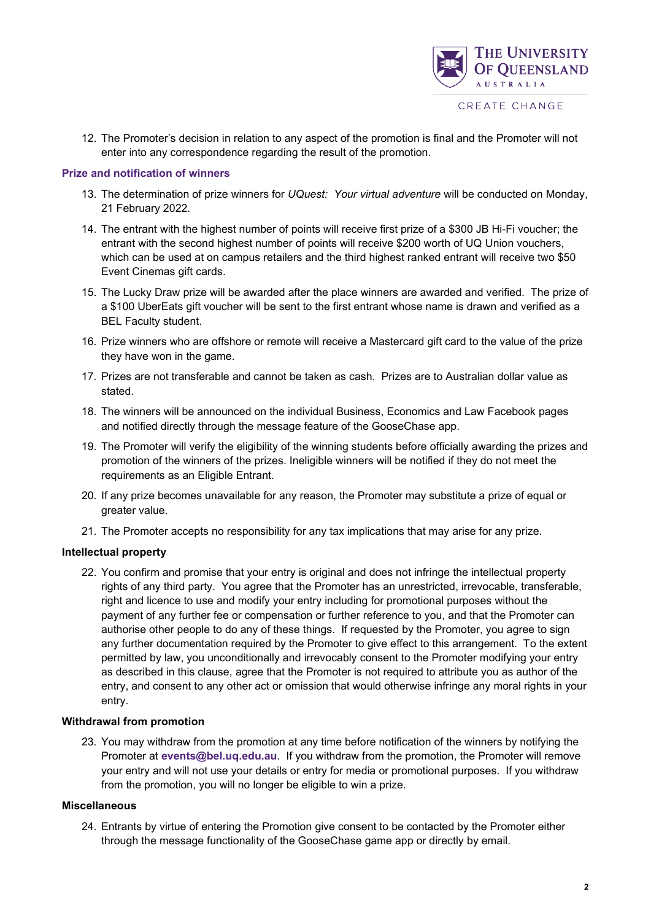12. The Promoter's decision in relation to any aspect of the promotion is final and the Promoter will not enter into any correspondence regarding the result of the promotion.

**Prize and notification of winners**

13. The determination of prize winners for *UQuest: Your virtual adventure* will be conducted on Monday, 21 February 2022.
14. The entrant with the highest number of points will receive first prize of a $300 JB Hi-Fi voucher; the entrant with the second highest number of points will receive $200 worth of UQ Union vouchers, which can be used at on campus retailers and the third highest ranked entrant will receive two $50 Event Cinemas gift cards.
15. The Lucky Draw prize will be awarded after the place winners are awarded and verified. The prize of a $100 UberEats gift voucher will be sent to the first entrant whose name is drawn and verified as a BEL Faculty student.
16. Prize winners who are offshore or remote will receive a Mastercard gift card to the value of the prize they have won in the game.
17. Prizes are not transferable and cannot be taken as cash. Prizes are to Australian dollar value as stated.
18. The winners will be announced on the individual Business, Economics and Law Facebook pages and notified directly through the message feature of the GooseChase app.
19. The Promoter will verify the eligibility of the winning students before officially awarding the prizes and promotion of the winners of the prizes. Ineligible winners will be notified if they do not meet the requirements as an Eligible Entrant.
20. If any prize becomes unavailable for any reason, the Promoter may substitute a prize of equal or greater value.
21. The Promoter accepts no responsibility for any tax implications that may arise for any prize.

**Intellectual property**

22. You confirm and promise that your entry is original and does not infringe the intellectual property rights of any third party. You agree that the Promoter has an unrestricted, irrevocable, transferable, right and licence to use and modify your entry including for promotional purposes without the payment of any further fee or compensation or further reference to you, and that the Promoter can authorise other people to do any of these things. If requested by the Promoter, you agree to sign any further documentation required by the Promoter to give effect to this arrangement. To the extent permitted by law, you unconditionally and irrevocably consent to the Promoter modifying your entry as described in this clause, agree that the Promoter is not required to attribute you as author of the entry, and consent to any other act or omission that would otherwise infringe any moral rights in your entry.

**Withdrawal from promotion**

23. You may withdraw from the promotion at any time before notification of the winners by notifying the Promoter at **events@bel.uq.edu.au**. If you withdraw from the promotion, the Promoter will remove your entry and will not use your details or entry for media or promotional purposes. If you withdraw from the promotion, you will no longer be eligible to win a prize.

**Miscellaneous**

24. Entrants by virtue of entering the Promotion give consent to be contacted by the Promoter either through the message functionality of the GooseChase game app or directly by email.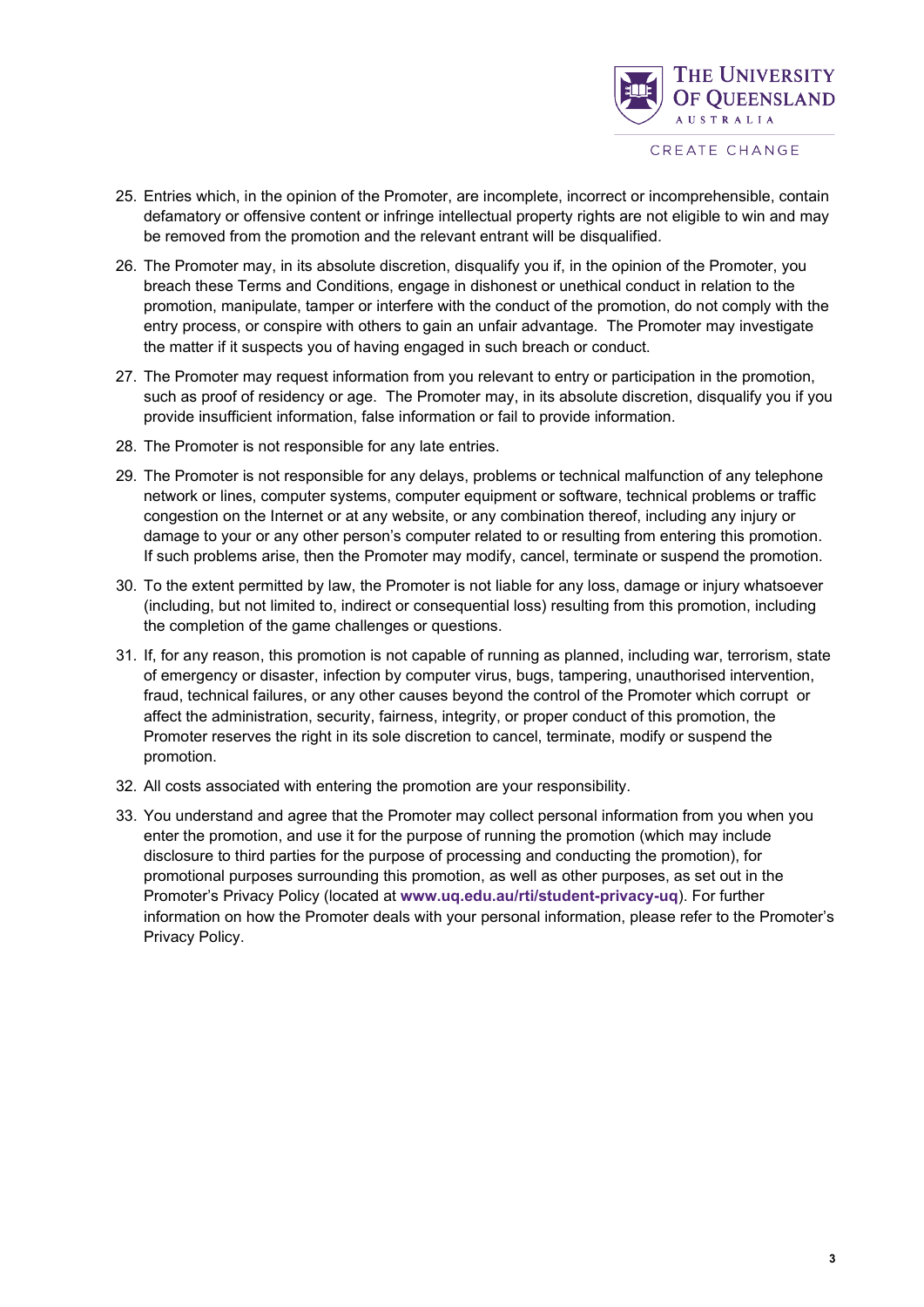25. Entries which, in the opinion of the Promoter, are incomplete, incorrect or incomprehensible, contain defamatory or offensive content or infringe intellectual property rights are not eligible to win and may be removed from the promotion and the relevant entrant will be disqualified.
26. The Promoter may, in its absolute discretion, disqualify you if, in the opinion of the Promoter, you breach these Terms and Conditions, engage in dishonest or unethical conduct in relation to the promotion, manipulate, tamper or interfere with the conduct of the promotion, do not comply with the entry process, or conspire with others to gain an unfair advantage. The Promoter may investigate the matter if it suspects you of having engaged in such breach or conduct.
27. The Promoter may request information from you relevant to entry or participation in the promotion, such as proof of residency or age. The Promoter may, in its absolute discretion, disqualify you if you provide insufficient information, false information or fail to provide information.
28. The Promoter is not responsible for any late entries.
29. The Promoter is not responsible for any delays, problems or technical malfunction of any telephone network or lines, computer systems, computer equipment or software, technical problems or traffic congestion on the Internet or at any website, or any combination thereof, including any injury or damage to your or any other person's computer related to or resulting from entering this promotion. If such problems arise, then the Promoter may modify, cancel, terminate or suspend the promotion.
30. To the extent permitted by law, the Promoter is not liable for any loss, damage or injury whatsoever (including, but not limited to, indirect or consequential loss) resulting from this promotion, including the completion of the game challenges or questions.
31. If, for any reason, this promotion is not capable of running as planned, including war, terrorism, state of emergency or disaster, infection by computer virus, bugs, tampering, unauthorised intervention, fraud, technical failures, or any other causes beyond the control of the Promoter which corrupt or affect the administration, security, fairness, integrity, or proper conduct of this promotion, the Promoter reserves the right in its sole discretion to cancel, terminate, modify or suspend the promotion.
32. All costs associated with entering the promotion are your responsibility.
33. You understand and agree that the Promoter may collect personal information from you when you enter the promotion, and use it for the purpose of running the promotion (which may include disclosure to third parties for the purpose of processing and conducting the promotion), for promotional purposes surrounding this promotion, as well as other purposes, as set out in the Promoter's Privacy Policy (located at **www.uq.edu.au/rti/student-privacy-uq**). For further information on how the Promoter deals with your personal information, please refer to the Promoter's Privacy Policy.